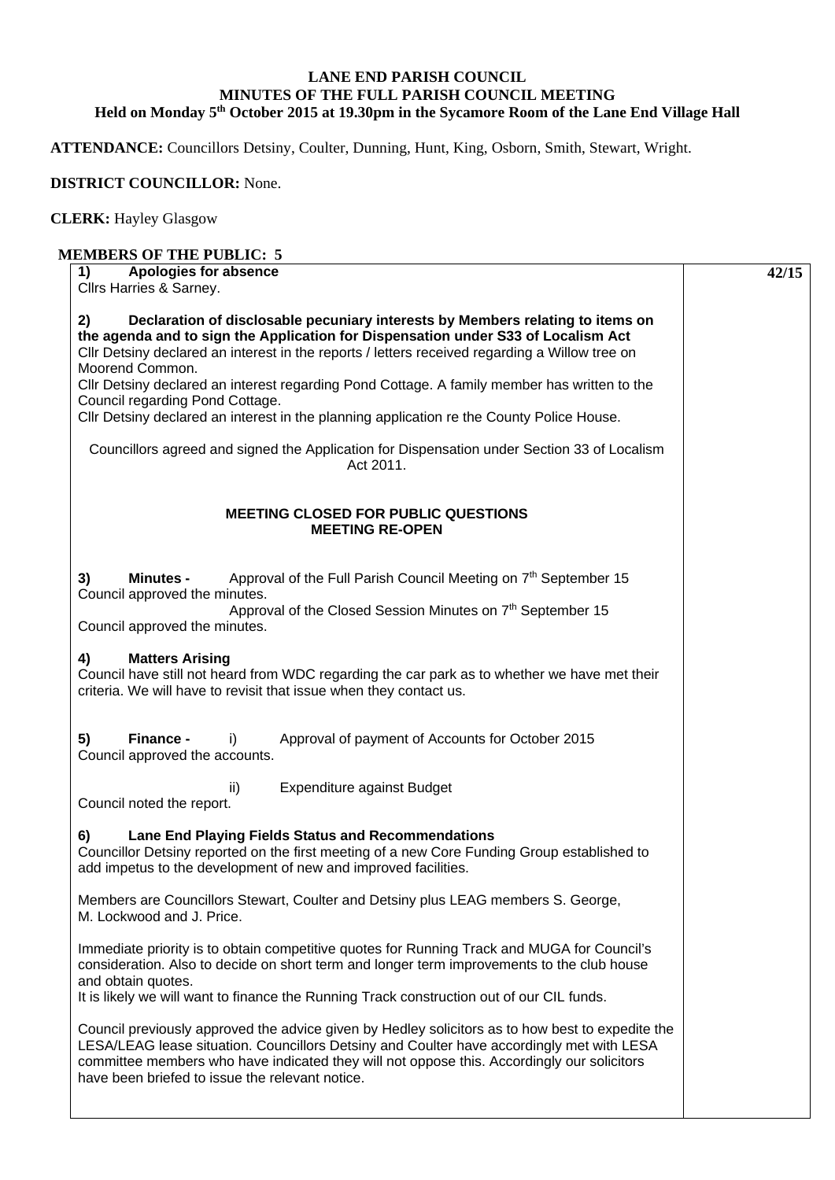# LANE END PARISH COUNCIL
## MINUTES OF THE FULL PARISH COUNCIL MEETING
### Held on Monday 5th October 2015 at 19.30pm in the Sycamore Room of the Lane End Village Hall

**ATTENDANCE:** Councillors Detsiny, Coulter, Dunning, Hunt, King, Osborn, Smith, Stewart, Wright.

**DISTRICT COUNCILLOR:** None.

**CLERK:** Hayley Glasgow

**MEMBERS OF THE PUBLIC: 5**

**42/15**

**1) Apologies for absence**
Cllrs Harries & Sarney.

**2) Declaration of disclosable pecuniary interests by Members relating to items on the agenda and to sign the Application for Dispensation under S33 of Localism Act**
Cllr Detsiny declared an interest in the reports / letters received regarding a Willow tree on Moorend Common.
Cllr Detsiny declared an interest regarding Pond Cottage. A family member has written to the Council regarding Pond Cottage.
Cllr Detsiny declared an interest in the planning application re the County Police House.

Councillors agreed and signed the Application for Dispensation under Section 33 of Localism Act 2011.

**MEETING CLOSED FOR PUBLIC QUESTIONS**
**MEETING RE-OPEN**

**3) Minutes -** Approval of the Full Parish Council Meeting on 7th September 15
Council approved the minutes.
Approval of the Closed Session Minutes on 7th September 15
Council approved the minutes.

**4) Matters Arising**
Council have still not heard from WDC regarding the car park as to whether we have met their criteria. We will have to revisit that issue when they contact us.

**5) Finance -** i) Approval of payment of Accounts for October 2015
Council approved the accounts.

ii) Expenditure against Budget
Council noted the report.

**6) Lane End Playing Fields Status and Recommendations**
Councillor Detsiny reported on the first meeting of a new Core Funding Group established to add impetus to the development of new and improved facilities.

Members are Councillors Stewart, Coulter and Detsiny plus LEAG members S. George, M. Lockwood and J. Price.

Immediate priority is to obtain competitive quotes for Running Track and MUGA for Council's consideration. Also to decide on short term and longer term improvements to the club house and obtain quotes.
It is likely we will want to finance the Running Track construction out of our CIL funds.

Council previously approved the advice given by Hedley solicitors as to how best to expedite the LESA/LEAG lease situation. Councillors Detsiny and Coulter have accordingly met with LESA committee members who have indicated they will not oppose this. Accordingly our solicitors have been briefed to issue the relevant notice.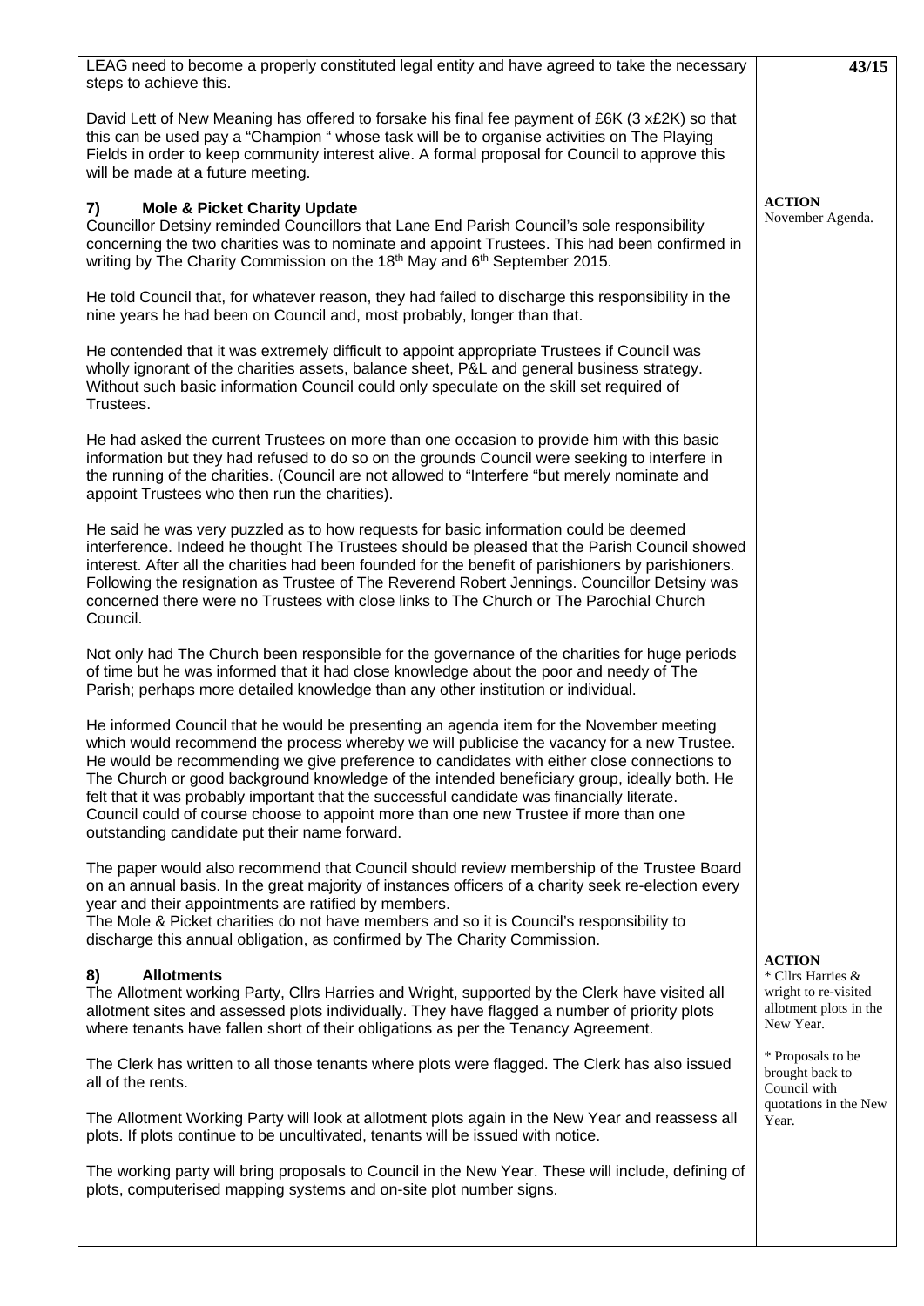LEAG need to become a properly constituted legal entity and have agreed to take the necessary steps to achieve this.

David Lett of New Meaning has offered to forsake his final fee payment of £6K (3 x£2K) so that this can be used pay a "Champion " whose task will be to organise activities on The Playing Fields in order to keep community interest alive. A formal proposal for Council to approve this will be made at a future meeting.

**ACTION**
November Agenda.

### 7) Mole & Picket Charity Update

Councillor Detsiny reminded Councillors that Lane End Parish Council's sole responsibility concerning the two charities was to nominate and appoint Trustees. This had been confirmed in writing by The Charity Commission on the 18th May and 6th September 2015.

He told Council that, for whatever reason, they had failed to discharge this responsibility in the nine years he had been on Council and, most probably, longer than that.

He contended that it was extremely difficult to appoint appropriate Trustees if Council was wholly ignorant of the charities assets, balance sheet, P&L and general business strategy. Without such basic information Council could only speculate on the skill set required of Trustees.

He had asked the current Trustees on more than one occasion to provide him with this basic information but they had refused to do so on the grounds Council were seeking to interfere in the running of the charities. (Council are not allowed to "Interfere "but merely nominate and appoint Trustees who then run the charities).

He said he was very puzzled as to how requests for basic information could be deemed interference. Indeed he thought The Trustees should be pleased that the Parish Council showed interest. After all the charities had been founded for the benefit of parishioners by parishioners. Following the resignation as Trustee of The Reverend Robert Jennings. Councillor Detsiny was concerned there were no Trustees with close links to The Church or The Parochial Church Council.

Not only had The Church been responsible for the governance of the charities for huge periods of time but he was informed that it had close knowledge about the poor and needy of The Parish; perhaps more detailed knowledge than any other institution or individual.

He informed Council that he would be presenting an agenda item for the November meeting which would recommend the process whereby we will publicise the vacancy for a new Trustee. He would be recommending we give preference to candidates with either close connections to The Church or good background knowledge of the intended beneficiary group, ideally both. He felt that it was probably important that the successful candidate was financially literate. Council could of course choose to appoint more than one new Trustee if more than one outstanding candidate put their name forward.

The paper would also recommend that Council should review membership of the Trustee Board on an annual basis. In the great majority of instances officers of a charity seek re-election every year and their appointments are ratified by members.
The Mole & Picket charities do not have members and so it is Council's responsibility to discharge this annual obligation, as confirmed by The Charity Commission.

### 8) Allotments

The Allotment working Party, Cllrs Harries and Wright, supported by the Clerk have visited all allotment sites and assessed plots individually. They have flagged a number of priority plots where tenants have fallen short of their obligations as per the Tenancy Agreement.

The Clerk has written to all those tenants where plots were flagged. The Clerk has also issued all of the rents.

The Allotment Working Party will look at allotment plots again in the New Year and reassess all plots. If plots continue to be uncultivated, tenants will be issued with notice.

The working party will bring proposals to Council in the New Year. These will include, defining of plots, computerised mapping systems and on-site plot number signs.

**ACTION**
* Cllrs Harries & wright to re-visited allotment plots in the New Year.

* Proposals to be brought back to Council with quotations in the New Year.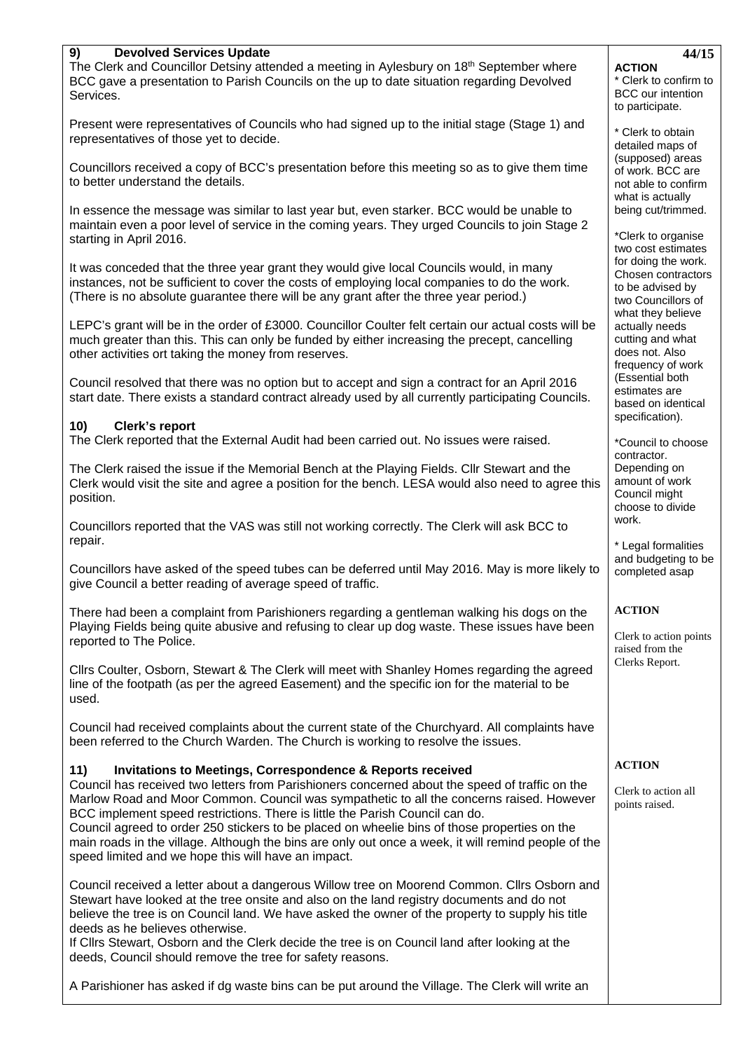## 9) Devolved Services Update

The Clerk and Councillor Detsiny attended a meeting in Aylesbury on 18th September where BCC gave a presentation to Parish Councils on the up to date situation regarding Devolved Services.

Present were representatives of Councils who had signed up to the initial stage (Stage 1) and representatives of those yet to decide.

Councillors received a copy of BCC's presentation before this meeting so as to give them time to better understand the details.

In essence the message was similar to last year but, even starker. BCC would be unable to maintain even a poor level of service in the coming years. They urged Councils to join Stage 2 starting in April 2016.

It was conceded that the three year grant they would give local Councils would, in many instances, not be sufficient to cover the costs of employing local companies to do the work. (There is no absolute guarantee there will be any grant after the three year period.)

LEPC's grant will be in the order of £3000. Councillor Coulter felt certain our actual costs will be much greater than this. This can only be funded by either increasing the precept, cancelling other activities ort taking the money from reserves.

Council resolved that there was no option but to accept and sign a contract for an April 2016 start date. There exists a standard contract already used by all currently participating Councils.

**44/15**

**ACTION**

* Clerk to confirm to BCC our intention to participate.

* Clerk to obtain detailed maps of (supposed) areas of work. BCC are not able to confirm what is actually being cut/trimmed.

*Clerk to organise two cost estimates for doing the work. Chosen contractors to be advised by two Councillors of what they believe actually needs cutting and what does not. Also frequency of work (Essential both estimates are based on identical specification).

*Council to choose contractor. Depending on amount of work Council might choose to divide work.

* Legal formalities and budgeting to be completed asap

## 10) Clerk's report

The Clerk reported that the External Audit had been carried out. No issues were raised.

The Clerk raised the issue if the Memorial Bench at the Playing Fields. Cllr Stewart and the Clerk would visit the site and agree a position for the bench. LESA would also need to agree this position.

Councillors reported that the VAS was still not working correctly. The Clerk will ask BCC to repair.

Councillors have asked of the speed tubes can be deferred until May 2016. May is more likely to give Council a better reading of average speed of traffic.

There had been a complaint from Parishioners regarding a gentleman walking his dogs on the Playing Fields being quite abusive and refusing to clear up dog waste. These issues have been reported to The Police.

Cllrs Coulter, Osborn, Stewart & The Clerk will meet with Shanley Homes regarding the agreed line of the footpath (as per the agreed Easement) and the specific ion for the material to be used.

Council had received complaints about the current state of the Churchyard. All complaints have been referred to the Church Warden. The Church is working to resolve the issues.

**ACTION**

Clerk to action points raised from the Clerks Report.

## 11) Invitations to Meetings, Correspondence & Reports received

Council has received two letters from Parishioners concerned about the speed of traffic on the Marlow Road and Moor Common. Council was sympathetic to all the concerns raised. However BCC implement speed restrictions. There is little the Parish Council can do.
Council agreed to order 250 stickers to be placed on wheelie bins of those properties on the main roads in the village. Although the bins are only out once a week, it will remind people of the speed limited and we hope this will have an impact.

Council received a letter about a dangerous Willow tree on Moorend Common. Cllrs Osborn and Stewart have looked at the tree onsite and also on the land registry documents and do not believe the tree is on Council land. We have asked the owner of the property to supply his title deeds as he believes otherwise.
If Cllrs Stewart, Osborn and the Clerk decide the tree is on Council land after looking at the deeds, Council should remove the tree for safety reasons.

A Parishioner has asked if dg waste bins can be put around the Village. The Clerk will write an

**ACTION**

Clerk to action all points raised.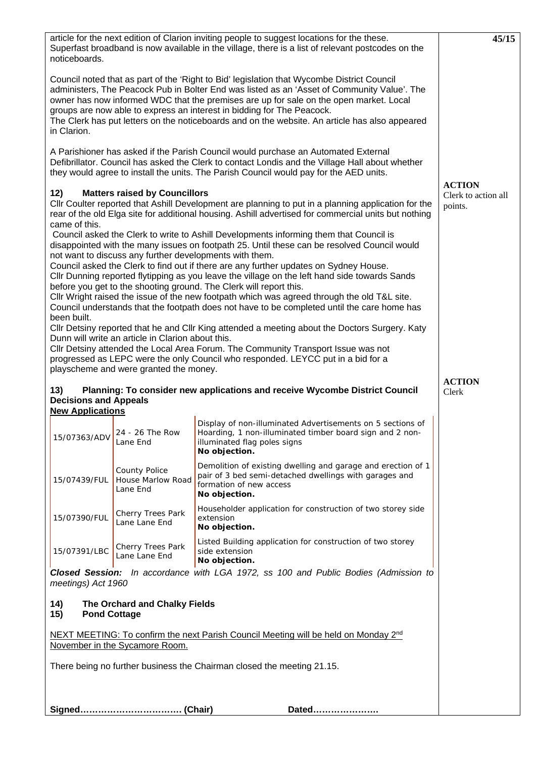article for the next edition of Clarion inviting people to suggest locations for the these. Superfast broadband is now available in the village, there is a list of relevant postcodes on the noticeboards.

Council noted that as part of the 'Right to Bid' legislation that Wycombe District Council administers, The Peacock Pub in Bolter End was listed as an 'Asset of Community Value'. The owner has now informed WDC that the premises are up for sale on the open market. Local groups are now able to express an interest in bidding for The Peacock.
The Clerk has put letters on the noticeboards and on the website. An article has also appeared in Clarion.

A Parishioner has asked if the Parish Council would purchase an Automated External Defibrillator. Council has asked the Clerk to contact Londis and the Village Hall about whether they would agree to install the units. The Parish Council would pay for the AED units.

**ACTION**
Clerk to action all points.

**12) Matters raised by Councillors**

Cllr Coulter reported that Ashill Development are planning to put in a planning application for the rear of the old Elga site for additional housing. Ashill advertised for commercial units but nothing came of this.
Council asked the Clerk to write to Ashill Developments informing them that Council is disappointed with the many issues on footpath 25. Until these can be resolved Council would not want to discuss any further developments with them.
Council asked the Clerk to find out if there are any further updates on Sydney House.
Cllr Dunning reported flytipping as you leave the village on the left hand side towards Sands before you get to the shooting ground. The Clerk will report this.
Cllr Wright raised the issue of the new footpath which was agreed through the old T&L site. Council understands that the footpath does not have to be completed until the care home has been built.
Cllr Detsiny reported that he and Cllr King attended a meeting about the Doctors Surgery. Katy Dunn will write an article in Clarion about this.
Cllr Detsiny attended the Local Area Forum. The Community Transport Issue was not progressed as LEPC were the only Council who responded. LEYCC put in a bid for a playscheme and were granted the money.

**ACTION**
Clerk

**13) Planning: To consider new applications and receive Wycombe District Council Decisions and Appeals**

**New Applications**

| | | |
|---|---|---|
| 15/07363/ADV | 24 - 26 The Row Lane End | Display of non-illuminated Advertisements on 5 sections of Hoarding, 1 non-illuminated timber board sign and 2 non-illuminated flag poles signs **No objection.** |
| 15/07439/FUL | County Police House Marlow Road Lane End | Demolition of existing dwelling and garage and erection of 1 pair of 3 bed semi-detached dwellings with garages and formation of new access **No objection.** |
| 15/07390/FUL | Cherry Trees Park Lane Lane End | Householder application for construction of two storey side extension **No objection.** |
| 15/07391/LBC | Cherry Trees Park Lane Lane End | Listed Building application for construction of two storey side extension **No objection.** |

***Closed Session:*** *In accordance with LGA 1972, ss 100 and Public Bodies (Admission to meetings) Act 1960*

**14) The Orchard and Chalky Fields**
**15) Pond Cottage**

NEXT MEETING: To confirm the next Parish Council Meeting will be held on Monday 2nd November in the Sycamore Room.

There being no further business the Chairman closed the meeting 21.15.

**Signed……………………………. (Chair)** **Dated………………….**